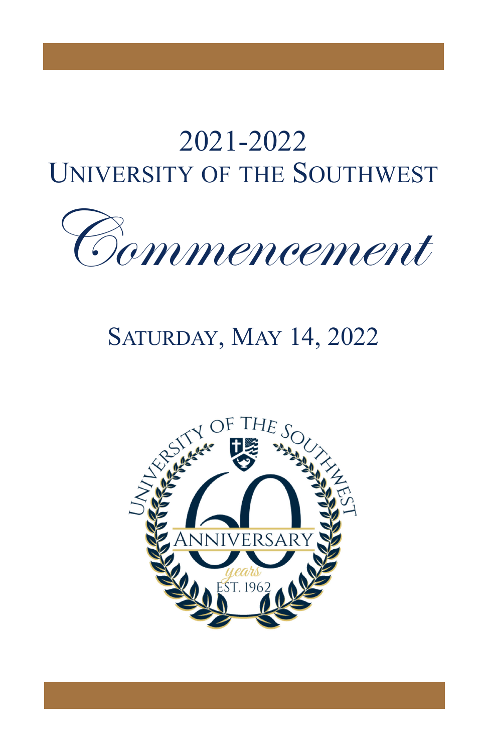# 2021-2022
# University of the Southwest

# *Commencement*

## Saturday, May 14, 2022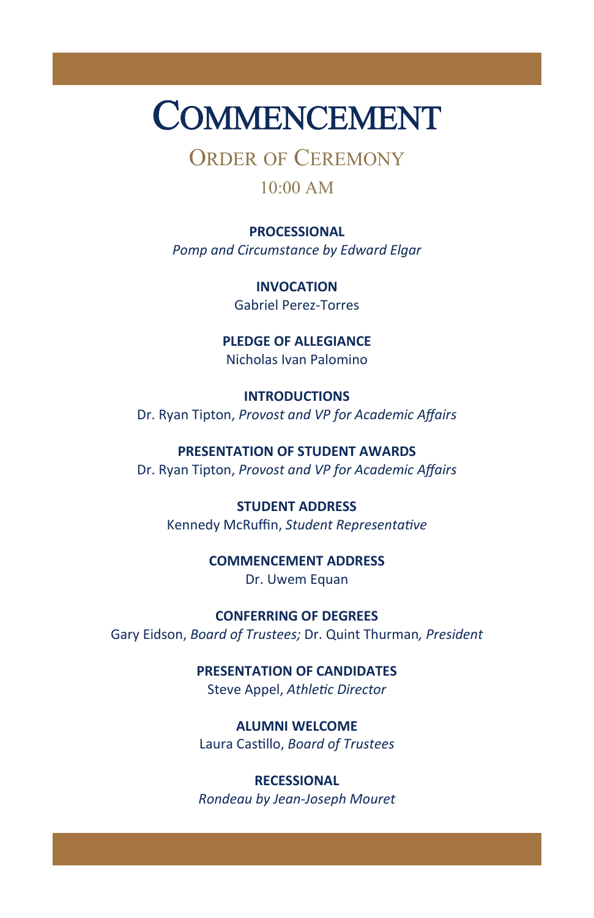# Commencement

## Order of Ceremony

10:00 AM

**PROCESSIONAL**

*Pomp and Circumstance by Edward Elgar*

**INVOCATION**

Gabriel Perez-Torres

**PLEDGE OF ALLEGIANCE**

Nicholas Ivan Palomino

**INTRODUCTIONS**

Dr. Ryan Tipton, *Provost and VP for Academic Affairs*

**PRESENTATION OF STUDENT AWARDS**

Dr. Ryan Tipton, *Provost and VP for Academic Affairs*

**STUDENT ADDRESS**

Kennedy McRuffin, *Student Representative*

**COMMENCEMENT ADDRESS**

Dr. Uwem Equan

**CONFERRING OF DEGREES**

Gary Eidson, *Board of Trustees;* Dr. Quint Thurman*, President*

**PRESENTATION OF CANDIDATES**

Steve Appel, *Athletic Director*

**ALUMNI WELCOME**

Laura Castillo, *Board of Trustees*

**RECESSIONAL**

*Rondeau by Jean-Joseph Mouret*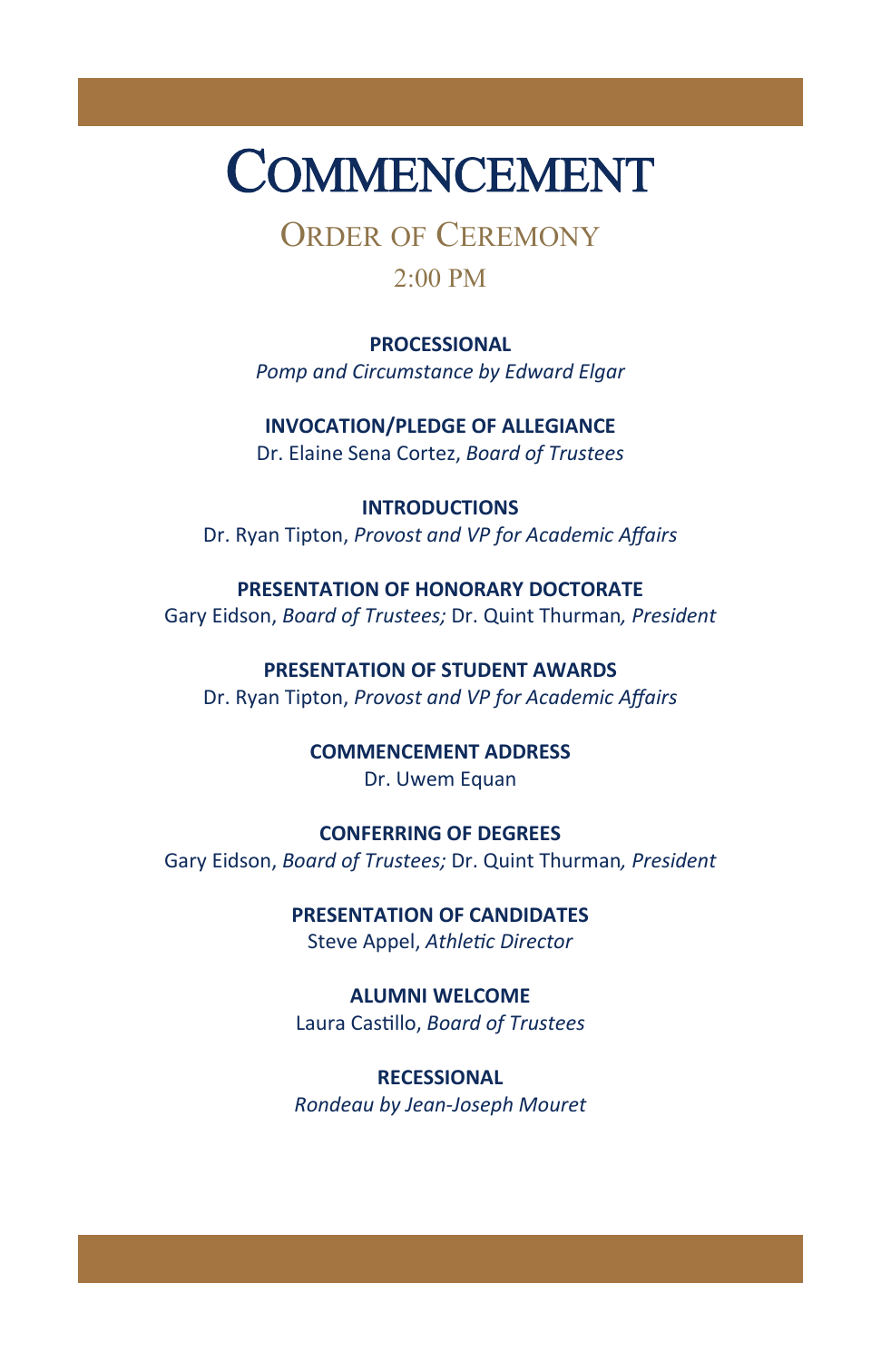# Commencement

## Order of Ceremony

2:00 PM

**PROCESSIONAL**
*Pomp and Circumstance by Edward Elgar*

**INVOCATION/PLEDGE OF ALLEGIANCE**
Dr. Elaine Sena Cortez, *Board of Trustees*

**INTRODUCTIONS**
Dr. Ryan Tipton, *Provost and VP for Academic Affairs*

**PRESENTATION OF HONORARY DOCTORATE**
Gary Eidson, *Board of Trustees;* Dr. Quint Thurman*, President*

**PRESENTATION OF STUDENT AWARDS**
Dr. Ryan Tipton, *Provost and VP for Academic Affairs*

**COMMENCEMENT ADDRESS**
Dr. Uwem Equan

**CONFERRING OF DEGREES**
Gary Eidson, *Board of Trustees;* Dr. Quint Thurman*, President*

**PRESENTATION OF CANDIDATES**
Steve Appel, *Athletic Director*

**ALUMNI WELCOME**
Laura Castillo, *Board of Trustees*

**RECESSIONAL**
*Rondeau by Jean-Joseph Mouret*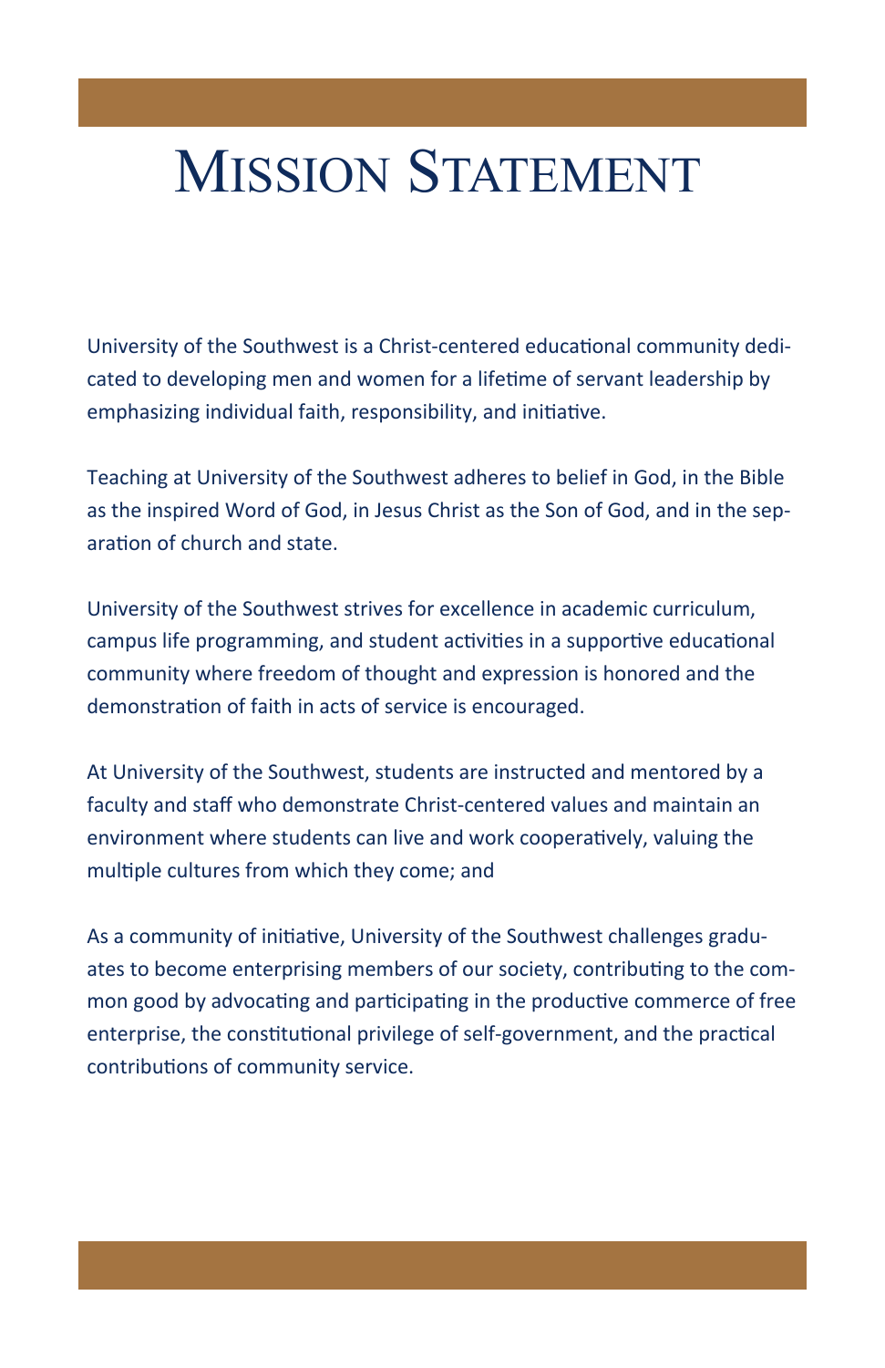# Mission Statement

University of the Southwest is a Christ-centered educational community dedicated to developing men and women for a lifetime of servant leadership by emphasizing individual faith, responsibility, and initiative.

Teaching at University of the Southwest adheres to belief in God, in the Bible as the inspired Word of God, in Jesus Christ as the Son of God, and in the separation of church and state.

University of the Southwest strives for excellence in academic curriculum, campus life programming, and student activities in a supportive educational community where freedom of thought and expression is honored and the demonstration of faith in acts of service is encouraged.

At University of the Southwest, students are instructed and mentored by a faculty and staff who demonstrate Christ-centered values and maintain an environment where students can live and work cooperatively, valuing the multiple cultures from which they come; and

As a community of initiative, University of the Southwest challenges graduates to become enterprising members of our society, contributing to the common good by advocating and participating in the productive commerce of free enterprise, the constitutional privilege of self-government, and the practical contributions of community service.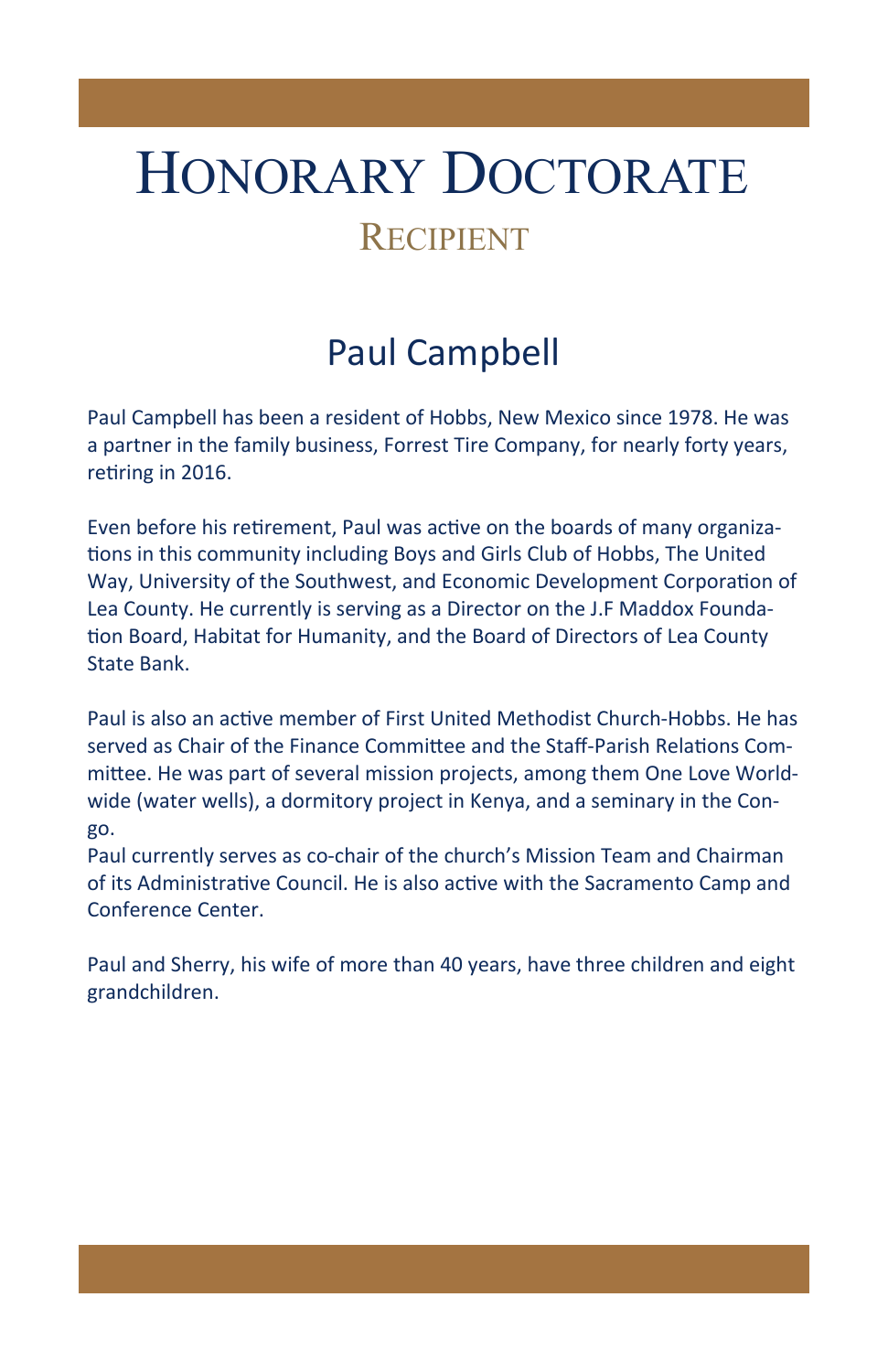# Honorary Doctorate

## Recipient

## Paul Campbell

Paul Campbell has been a resident of Hobbs, New Mexico since 1978. He was a partner in the family business, Forrest Tire Company, for nearly forty years, retiring in 2016.

Even before his retirement, Paul was active on the boards of many organizations in this community including Boys and Girls Club of Hobbs, The United Way, University of the Southwest, and Economic Development Corporation of Lea County. He currently is serving as a Director on the J.F Maddox Foundation Board, Habitat for Humanity, and the Board of Directors of Lea County State Bank.

Paul is also an active member of First United Methodist Church-Hobbs. He has served as Chair of the Finance Committee and the Staff-Parish Relations Committee. He was part of several mission projects, among them One Love Worldwide (water wells), a dormitory project in Kenya, and a seminary in the Congo.

Paul currently serves as co-chair of the church's Mission Team and Chairman of its Administrative Council. He is also active with the Sacramento Camp and Conference Center.

Paul and Sherry, his wife of more than 40 years, have three children and eight grandchildren.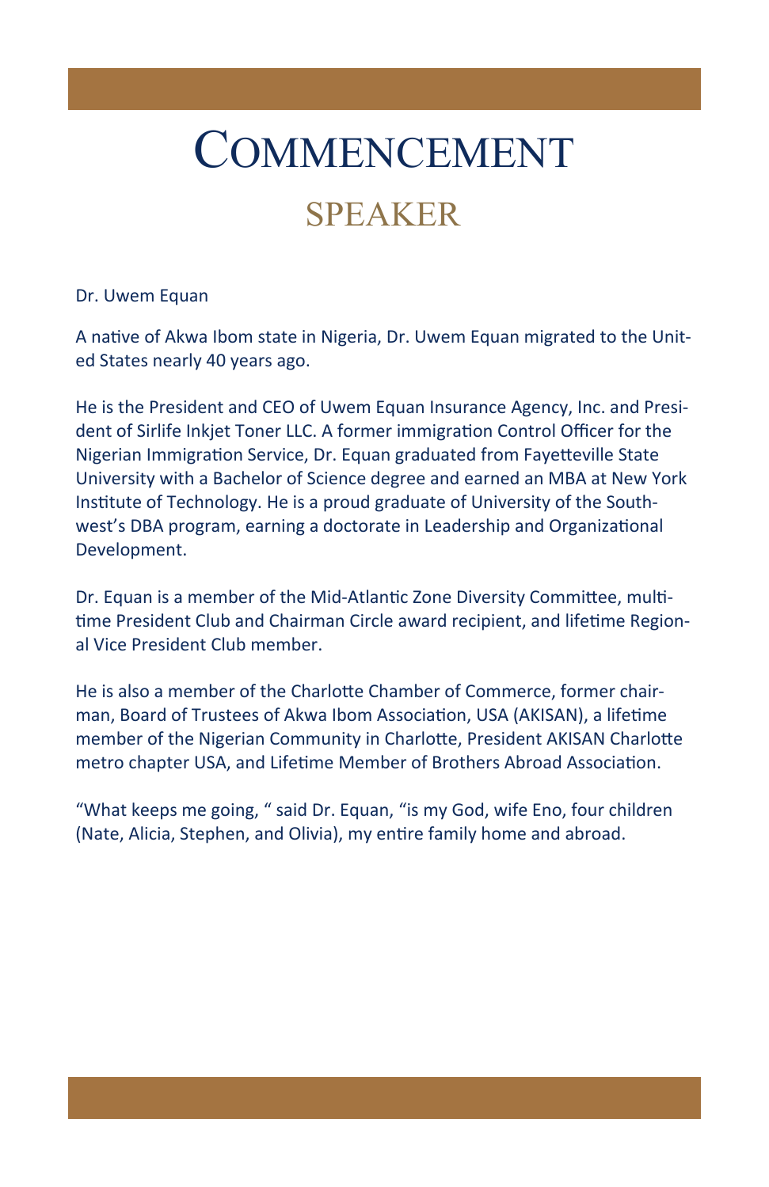# Commencement

## SPEAKER

Dr. Uwem Equan

A native of Akwa Ibom state in Nigeria, Dr. Uwem Equan migrated to the United States nearly 40 years ago.

He is the President and CEO of Uwem Equan Insurance Agency, Inc. and President of Sirlife Inkjet Toner LLC. A former immigration Control Officer for the Nigerian Immigration Service, Dr. Equan graduated from Fayetteville State University with a Bachelor of Science degree and earned an MBA at New York Institute of Technology. He is a proud graduate of University of the Southwest's DBA program, earning a doctorate in Leadership and Organizational Development.

Dr. Equan is a member of the Mid-Atlantic Zone Diversity Committee, multi-time President Club and Chairman Circle award recipient, and lifetime Regional Vice President Club member.

He is also a member of the Charlotte Chamber of Commerce, former chairman, Board of Trustees of Akwa Ibom Association, USA (AKISAN), a lifetime member of the Nigerian Community in Charlotte, President AKISAN Charlotte metro chapter USA, and Lifetime Member of Brothers Abroad Association.

"What keeps me going, " said Dr. Equan, "is my God, wife Eno, four children (Nate, Alicia, Stephen, and Olivia), my entire family home and abroad.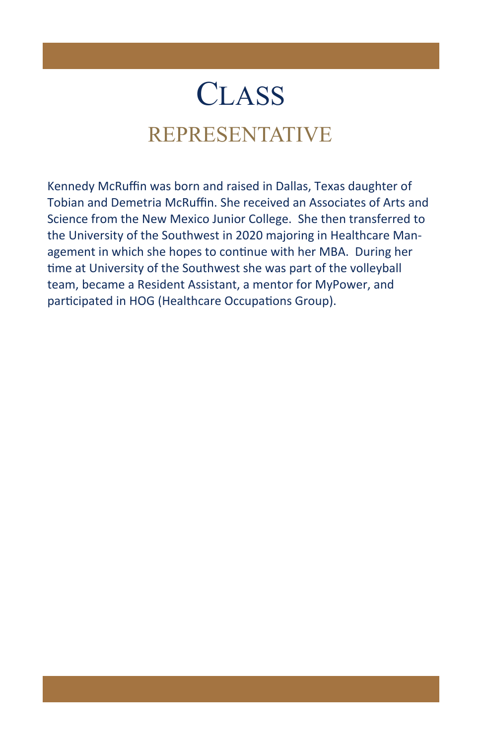# Class

## REPRESENTATIVE

Kennedy McRuffin was born and raised in Dallas, Texas daughter of Tobian and Demetria McRuffin. She received an Associates of Arts and Science from the New Mexico Junior College. She then transferred to the University of the Southwest in 2020 majoring in Healthcare Management in which she hopes to continue with her MBA. During her time at University of the Southwest she was part of the volleyball team, became a Resident Assistant, a mentor for MyPower, and participated in HOG (Healthcare Occupations Group).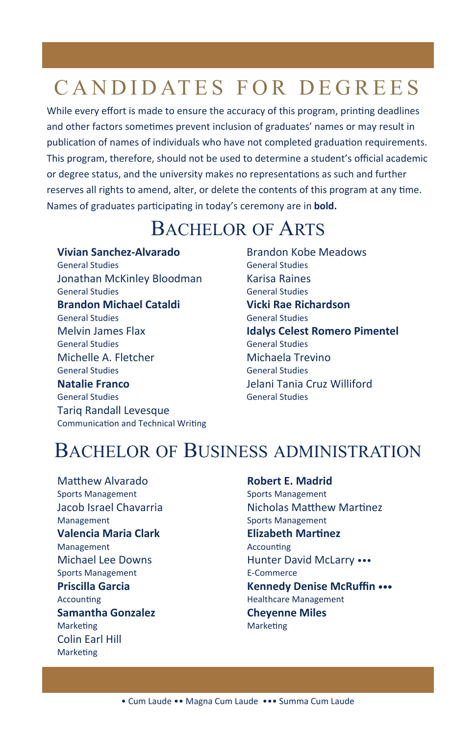# CANDIDATES FOR DEGREES

While every effort is made to ensure the accuracy of this program, printing deadlines and other factors sometimes prevent inclusion of graduates' names or may result in publication of names of individuals who have not completed graduation requirements. This program, therefore, should not be used to determine a student's official academic or degree status, and the university makes no representations as such and further reserves all rights to amend, alter, or delete the contents of this program at any time. Names of graduates participating in today's ceremony are in **bold.**

## BACHELOR OF ARTS

**Vivian Sanchez-Alvarado**
General Studies

Jonathan McKinley Bloodman
General Studies

**Brandon Michael Cataldi**
General Studies

Melvin James Flax
General Studies

Michelle A. Fletcher
General Studies

**Natalie Franco**
General Studies

Tariq Randall Levesque
Communication and Technical Writing

Brandon Kobe Meadows
General Studies

Karisa Raines
General Studies

**Vicki Rae Richardson**
General Studies

**Idalys Celest Romero Pimentel**
General Studies

Michaela Trevino
General Studies

Jelani Tania Cruz Williford
General Studies

## BACHELOR OF BUSINESS ADMINISTRATION

Matthew Alvarado
Sports Management

Jacob Israel Chavarria
Management

**Valencia Maria Clark**
Management

Michael Lee Downs
Sports Management

**Priscilla Garcia**
Accounting

**Samantha Gonzalez**
Marketing

Colin Earl Hill
Marketing

**Robert E. Madrid**
Sports Management

Nicholas Matthew Martinez
Sports Management

**Elizabeth Martinez**
Accounting

Hunter David McLarry •••
E-Commerce

**Kennedy Denise McRuffin •••**
Healthcare Management

**Cheyenne Miles**
Marketing

• Cum Laude •• Magna Cum Laude ••• Summa Cum Laude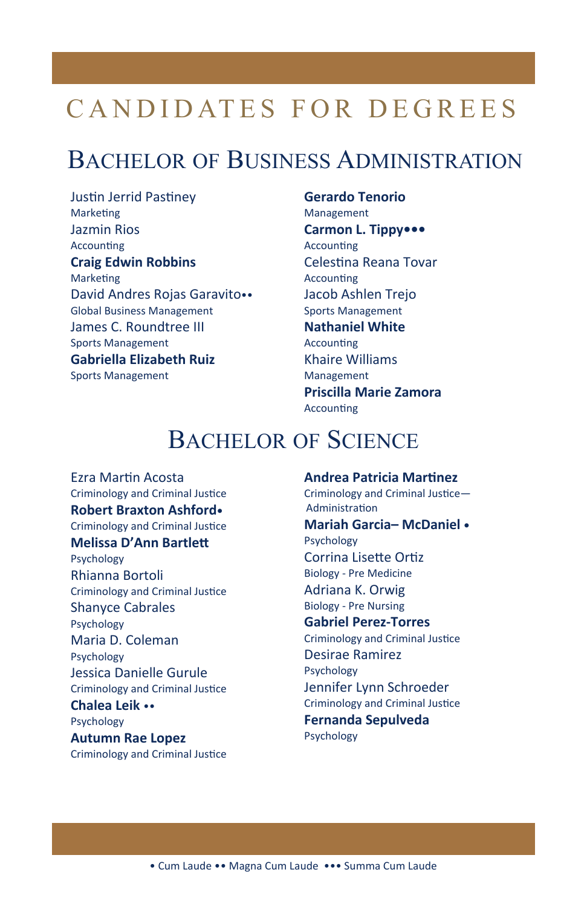# CANDIDATES FOR DEGREES

## Bachelor of Business Administration

Justin Jerrid Pastiney
Marketing

Jazmin Rios
Accounting

**Craig Edwin Robbins**
Marketing

David Andres Rojas Garavito••
Global Business Management

James C. Roundtree III
Sports Management

**Gabriella Elizabeth Ruiz**
Sports Management

**Gerardo Tenorio**
Management

**Carmon L. Tippy•••**
Accounting

Celestina Reana Tovar
Accounting

Jacob Ashlen Trejo
Sports Management

**Nathaniel White**
Accounting

Khaire Williams
Management

**Priscilla Marie Zamora**
Accounting

## Bachelor of Science

Ezra Martin Acosta
Criminology and Criminal Justice

**Robert Braxton Ashford•**
Criminology and Criminal Justice

**Melissa D'Ann Bartlett**
Psychology

Rhianna Bortoli
Criminology and Criminal Justice

Shanyce Cabrales
Psychology

Maria D. Coleman
Psychology

Jessica Danielle Gurule
Criminology and Criminal Justice

**Chalea Leik ••**
Psychology

**Autumn Rae Lopez**
Criminology and Criminal Justice

**Andrea Patricia Martinez**
Criminology and Criminal Justice—Administration

**Mariah Garcia– McDaniel •**
Psychology

Corrina Lisette Ortiz
Biology - Pre Medicine

Adriana K. Orwig
Biology - Pre Nursing

**Gabriel Perez-Torres**
Criminology and Criminal Justice

Desirae Ramirez
Psychology

Jennifer Lynn Schroeder
Criminology and Criminal Justice

**Fernanda Sepulveda**
Psychology

• Cum Laude •• Magna Cum Laude ••• Summa Cum Laude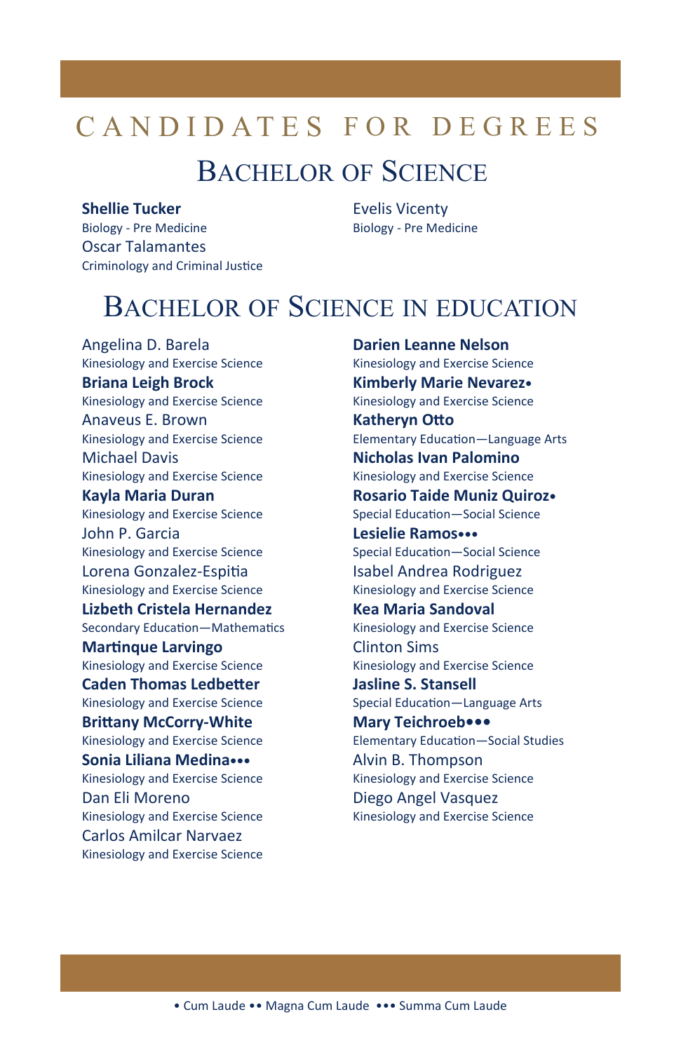# CANDIDATES FOR DEGREES

## Bachelor of Science

**Shellie Tucker**
Biology - Pre Medicine

Oscar Talamantes
Criminology and Criminal Justice

Evelis Vicenty
Biology - Pre Medicine

## Bachelor of Science in Education

Angelina D. Barela
Kinesiology and Exercise Science

**Briana Leigh Brock**
Kinesiology and Exercise Science

Anaveus E. Brown
Kinesiology and Exercise Science

Michael Davis
Kinesiology and Exercise Science

**Kayla Maria Duran**
Kinesiology and Exercise Science

John P. Garcia
Kinesiology and Exercise Science

Lorena Gonzalez-Espitia
Kinesiology and Exercise Science

**Lizbeth Cristela Hernandez**
Secondary Education—Mathematics

**Martinque Larvingo**
Kinesiology and Exercise Science

**Caden Thomas Ledbetter**
Kinesiology and Exercise Science

**Brittany McCorry-White**
Kinesiology and Exercise Science

**Sonia Liliana Medina•••**
Kinesiology and Exercise Science

Dan Eli Moreno
Kinesiology and Exercise Science

Carlos Amilcar Narvaez
Kinesiology and Exercise Science

**Darien Leanne Nelson**
Kinesiology and Exercise Science

**Kimberly Marie Nevarez•**
Kinesiology and Exercise Science

**Katheryn Otto**
Elementary Education—Language Arts

**Nicholas Ivan Palomino**
Kinesiology and Exercise Science

**Rosario Taide Muniz Quiroz•**
Special Education—Social Science

**Lesielie Ramos•••**
Special Education—Social Science

Isabel Andrea Rodriguez
Kinesiology and Exercise Science

**Kea Maria Sandoval**
Kinesiology and Exercise Science

Clinton Sims
Kinesiology and Exercise Science

**Jasline S. Stansell**
Special Education—Language Arts

**Mary Teichroeb•••**
Elementary Education—Social Studies

Alvin B. Thompson
Kinesiology and Exercise Science

Diego Angel Vasquez
Kinesiology and Exercise Science

• Cum Laude •• Magna Cum Laude ••• Summa Cum Laude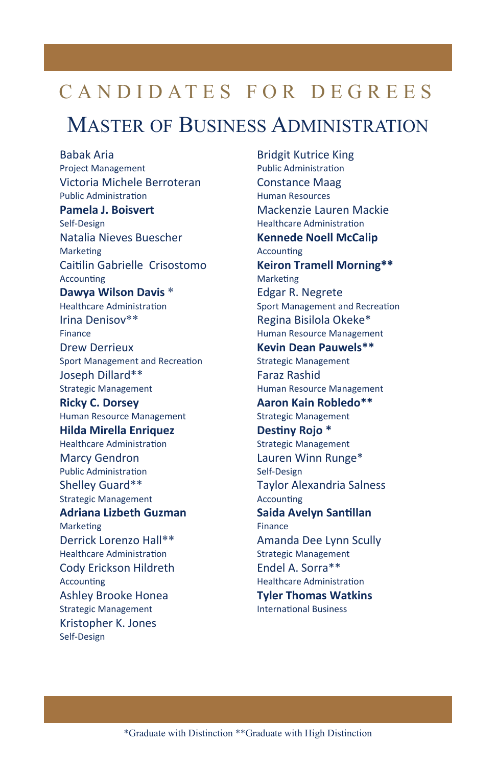# CANDIDATES FOR DEGREES

## MASTER OF BUSINESS ADMINISTRATION

Babak Aria
Project Management

Victoria Michele Berroteran
Public Administration

**Pamela J. Boisvert**
Self-Design

Natalia Nieves Buescher
Marketing

Caitilin Gabrielle Crisostomo
Accounting

**Dawya Wilson Davis** *
Healthcare Administration

Irina Denisov**
Finance

Drew Derrieux
Sport Management and Recreation

Joseph Dillard**
Strategic Management

**Ricky C. Dorsey**
Human Resource Management

**Hilda Mirella Enriquez**
Healthcare Administration

Marcy Gendron
Public Administration

Shelley Guard**
Strategic Management

**Adriana Lizbeth Guzman**
Marketing

Derrick Lorenzo Hall**
Healthcare Administration

Cody Erickson Hildreth
Accounting

Ashley Brooke Honea
Strategic Management

Kristopher K. Jones
Self-Design

Bridgit Kutrice King
Public Administration

Constance Maag
Human Resources

Mackenzie Lauren Mackie
Healthcare Administration

**Kennede Noell McCalip**
Accounting

**Keiron Tramell Morning****
Marketing

Edgar R. Negrete
Sport Management and Recreation

Regina Bisilola Okeke*
Human Resource Management

**Kevin Dean Pauwels****
Strategic Management

Faraz Rashid
Human Resource Management

**Aaron Kain Robledo****
Strategic Management

**Destiny Rojo** *
Strategic Management

Lauren Winn Runge*
Self-Design

Taylor Alexandria Salness
Accounting

**Saida Avelyn Santillan**
Finance

Amanda Dee Lynn Scully
Strategic Management

Endel A. Sorra**
Healthcare Administration

**Tyler Thomas Watkins**
International Business

*Graduate with Distinction **Graduate with High Distinction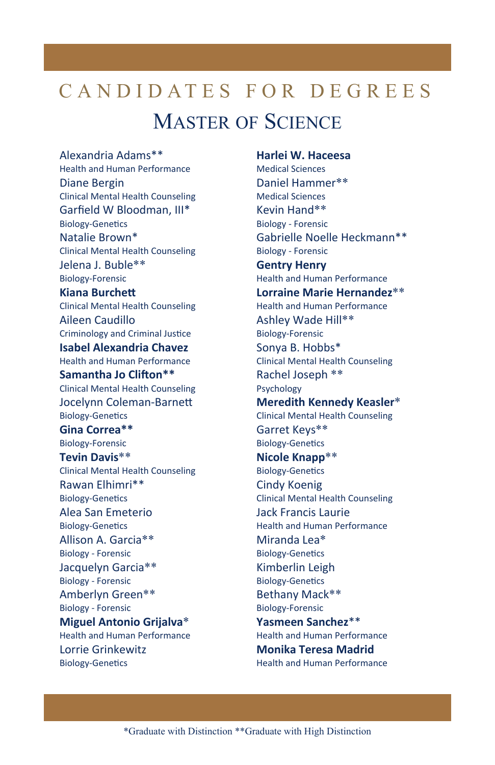# CANDIDATES FOR DEGREES

## MASTER OF SCIENCE

Alexandria Adams**
Health and Human Performance

Diane Bergin
Clinical Mental Health Counseling

Garfield W Bloodman, III*
Biology-Genetics

Natalie Brown*
Clinical Mental Health Counseling

Jelena J. Buble**
Biology-Forensic

**Kiana Burchett**
Clinical Mental Health Counseling

Aileen Caudillo
Criminology and Criminal Justice

**Isabel Alexandria Chavez**
Health and Human Performance

**Samantha Jo Clifton****
Clinical Mental Health Counseling

Jocelynn Coleman-Barnett
Biology-Genetics

**Gina Correa****
Biology-Forensic

**Tevin Davis****
Clinical Mental Health Counseling

Rawan Elhimri**
Biology-Genetics

Alea San Emeterio
Biology-Genetics

Allison A. Garcia**
Biology - Forensic

Jacquelyn Garcia**
Biology - Forensic

Amberlyn Green**
Biology - Forensic

**Miguel Antonio Grijalva***
Health and Human Performance

Lorrie Grinkewitz
Biology-Genetics

**Harlei W. Haceesa**
Medical Sciences

Daniel Hammer**
Medical Sciences

Kevin Hand**
Biology - Forensic

Gabrielle Noelle Heckmann**
Biology - Forensic

**Gentry Henry**
Health and Human Performance

**Lorraine Marie Hernandez****
Health and Human Performance

Ashley Wade Hill**
Biology-Forensic

Sonya B. Hobbs*
Clinical Mental Health Counseling

Rachel Joseph **
Psychology

**Meredith Kennedy Keasler***
Clinical Mental Health Counseling

Garret Keys**
Biology-Genetics

**Nicole Knapp****
Biology-Genetics

Cindy Koenig
Clinical Mental Health Counseling

Jack Francis Laurie
Health and Human Performance

Miranda Lea*
Biology-Genetics

Kimberlin Leigh
Biology-Genetics

Bethany Mack**
Biology-Forensic

**Yasmeen Sanchez****
Health and Human Performance

**Monika Teresa Madrid**
Health and Human Performance

*Graduate with Distinction **Graduate with High Distinction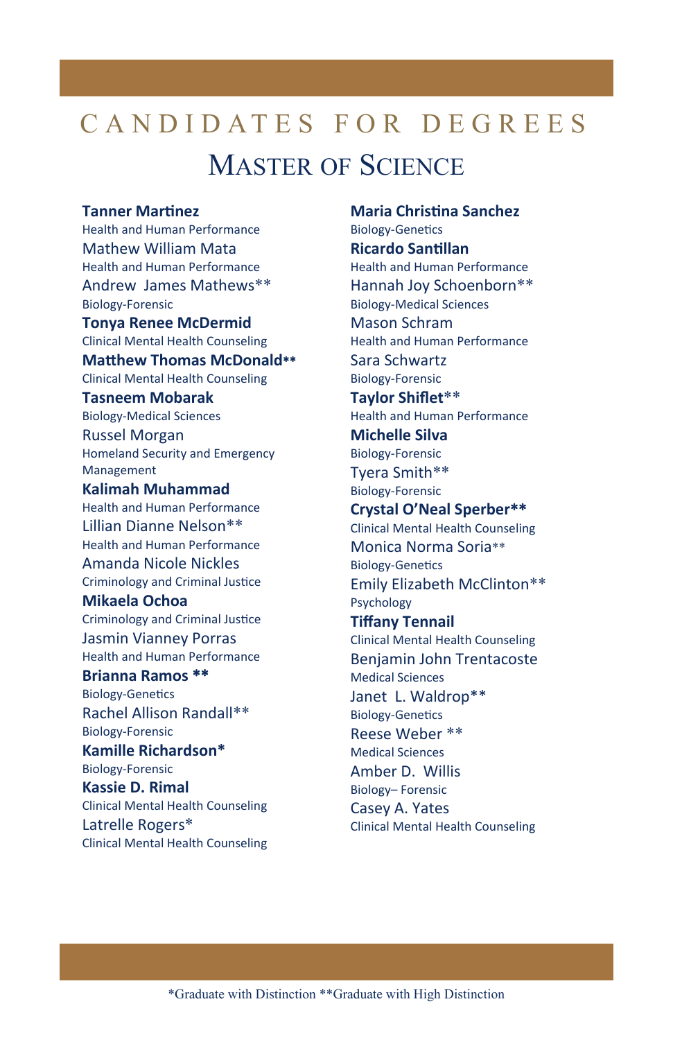# CANDIDATES FOR DEGREES

## Master of Science

**Tanner Martinez**
Health and Human Performance

Mathew William Mata
Health and Human Performance

Andrew James Mathews**
Biology-Forensic

**Tonya Renee McDermid**
Clinical Mental Health Counseling

**Matthew Thomas McDonald****
Clinical Mental Health Counseling

**Tasneem Mobarak**
Biology-Medical Sciences

Russel Morgan
Homeland Security and Emergency Management

**Kalimah Muhammad**
Health and Human Performance

Lillian Dianne Nelson**
Health and Human Performance

Amanda Nicole Nickles
Criminology and Criminal Justice

**Mikaela Ochoa**
Criminology and Criminal Justice

Jasmin Vianney Porras
Health and Human Performance

**Brianna Ramos ****
Biology-Genetics

Rachel Allison Randall**
Biology-Forensic

**Kamille Richardson***
Biology-Forensic

**Kassie D. Rimal**
Clinical Mental Health Counseling

Latrelle Rogers*
Clinical Mental Health Counseling

**Maria Christina Sanchez**
Biology-Genetics

**Ricardo Santillan**
Health and Human Performance

Hannah Joy Schoenborn**
Biology-Medical Sciences

Mason Schram
Health and Human Performance

Sara Schwartz
Biology-Forensic

**Taylor Shiflet****
Health and Human Performance

**Michelle Silva**
Biology-Forensic

Tyera Smith**
Biology-Forensic

**Crystal O'Neal Sperber****
Clinical Mental Health Counseling

Monica Norma Soria**
Biology-Genetics

Emily Elizabeth McClinton**
Psychology

**Tiffany Tennail**
Clinical Mental Health Counseling

Benjamin John Trentacoste
Medical Sciences

Janet L. Waldrop**
Biology-Genetics

Reese Weber **
Medical Sciences

Amber D. Willis
Biology– Forensic

Casey A. Yates
Clinical Mental Health Counseling

*Graduate with Distinction **Graduate with High Distinction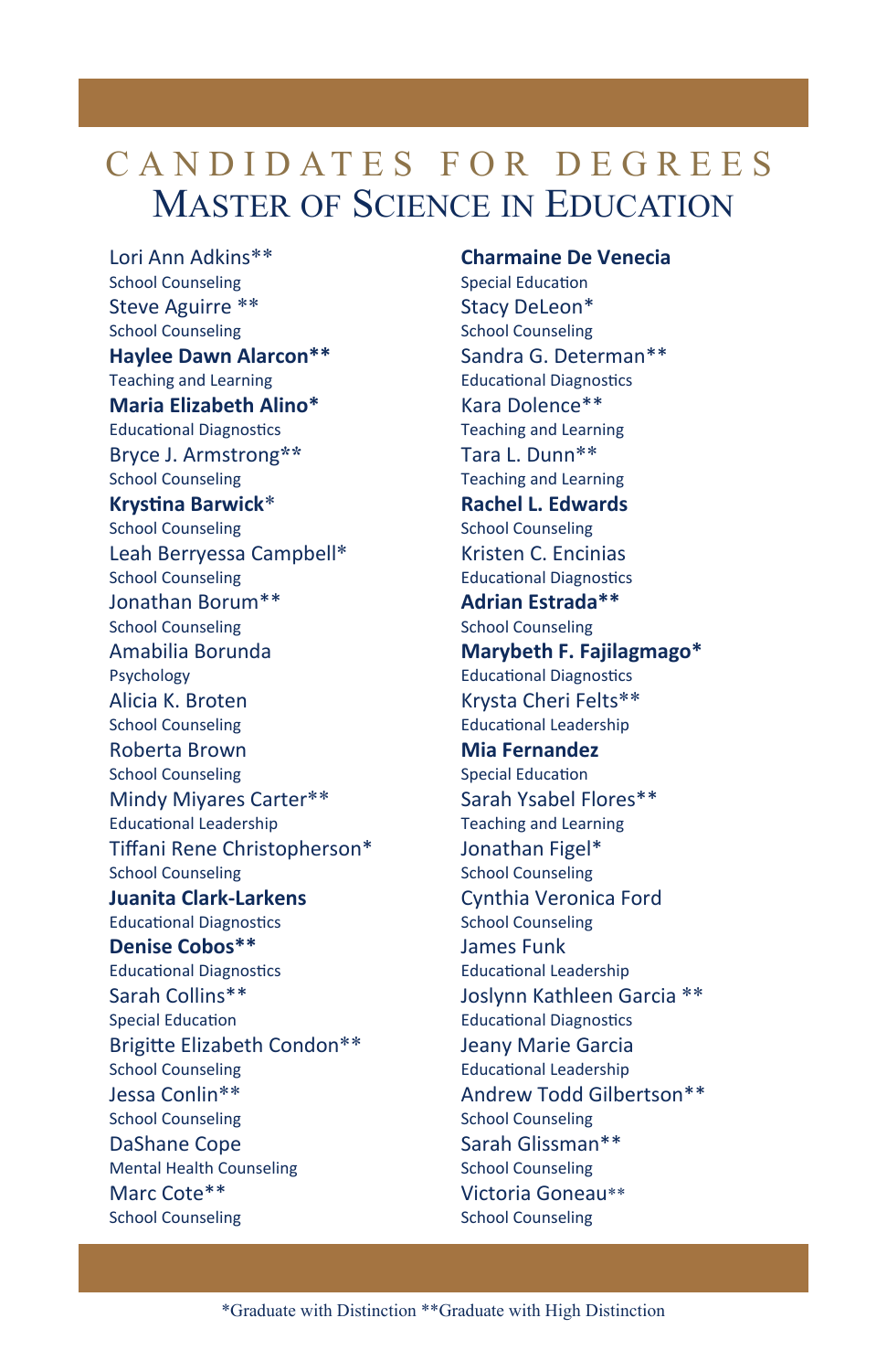# CANDIDATES FOR DEGREES

## Master of Science in Education

Lori Ann Adkins**
School Counseling

Steve Aguirre **
School Counseling

**Haylee Dawn Alarcon****
Teaching and Learning

**Maria Elizabeth Alino***
Educational Diagnostics

Bryce J. Armstrong**
School Counseling

**Krystina Barwick***
School Counseling

Leah Berryessa Campbell*
School Counseling

Jonathan Borum**
School Counseling

Amabilia Borunda
Psychology

Alicia K. Broten
School Counseling

Roberta Brown
School Counseling

Mindy Miyares Carter**
Educational Leadership

Tiffani Rene Christopherson*
School Counseling

**Juanita Clark-Larkens**
Educational Diagnostics

**Denise Cobos****
Educational Diagnostics

Sarah Collins**
Special Education

Brigitte Elizabeth Condon**
School Counseling

Jessa Conlin**
School Counseling

DaShane Cope
Mental Health Counseling

Marc Cote**
School Counseling

**Charmaine De Venecia**
Special Education

Stacy DeLeon*
School Counseling

Sandra G. Determan**
Educational Diagnostics

Kara Dolence**
Teaching and Learning

Tara L. Dunn**
Teaching and Learning

**Rachel L. Edwards**
School Counseling

Kristen C. Encinias
Educational Diagnostics

**Adrian Estrada****
School Counseling

**Marybeth F. Fajilagmago***
Educational Diagnostics

Krysta Cheri Felts**
Educational Leadership

**Mia Fernandez**
Special Education

Sarah Ysabel Flores**
Teaching and Learning

Jonathan Figel*
School Counseling

Cynthia Veronica Ford
School Counseling

James Funk
Educational Leadership

Joslynn Kathleen Garcia **
Educational Diagnostics

Jeany Marie Garcia
Educational Leadership

Andrew Todd Gilbertson**
School Counseling

Sarah Glissman**
School Counseling

Victoria Goneau**
School Counseling

*Graduate with Distinction **Graduate with High Distinction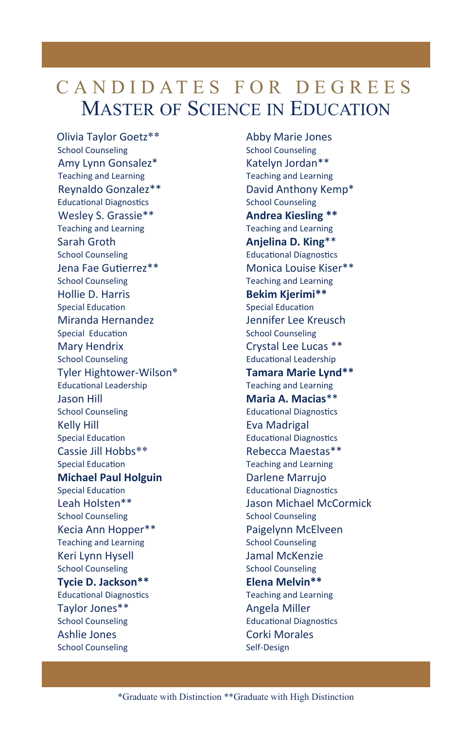# CANDIDATES FOR DEGREES
## Master of Science in Education

Olivia Taylor Goetz**
School Counseling

Amy Lynn Gonsalez*
Teaching and Learning

Reynaldo Gonzalez**
Educational Diagnostics

Wesley S. Grassie**
Teaching and Learning

Sarah Groth
School Counseling

Jena Fae Gutierrez**
School Counseling

Hollie D. Harris
Special Education

Miranda Hernandez
Special Education

Mary Hendrix
School Counseling

Tyler Hightower-Wilson*
Educational Leadership

Jason Hill
School Counseling

Kelly Hill
Special Education

Cassie Jill Hobbs**
Special Education

**Michael Paul Holguin**
Special Education

Leah Holsten**
School Counseling

Kecia Ann Hopper**
Teaching and Learning

Keri Lynn Hysell
School Counseling

**Tycie D. Jackson****
Educational Diagnostics

Taylor Jones**
School Counseling

Ashlie Jones
School Counseling

Abby Marie Jones
School Counseling

Katelyn Jordan**
Teaching and Learning

David Anthony Kemp*
School Counseling

**Andrea Kiesling ****
Teaching and Learning

**Anjelina D. King****
Educational Diagnostics

Monica Louise Kiser**
Teaching and Learning

**Bekim Kjerimi****
Special Education

Jennifer Lee Kreusch
School Counseling

Crystal Lee Lucas **
Educational Leadership

**Tamara Marie Lynd****
Teaching and Learning

**Maria A. Macias****
Educational Diagnostics

Eva Madrigal
Educational Diagnostics

Rebecca Maestas**
Teaching and Learning

Darlene Marrujo
Educational Diagnostics

Jason Michael McCormick
School Counseling

Paigelynn McElveen
School Counseling

Jamal McKenzie
School Counseling

**Elena Melvin****
Teaching and Learning

Angela Miller
Educational Diagnostics

Corki Morales
Self-Design

*Graduate with Distinction **Graduate with High Distinction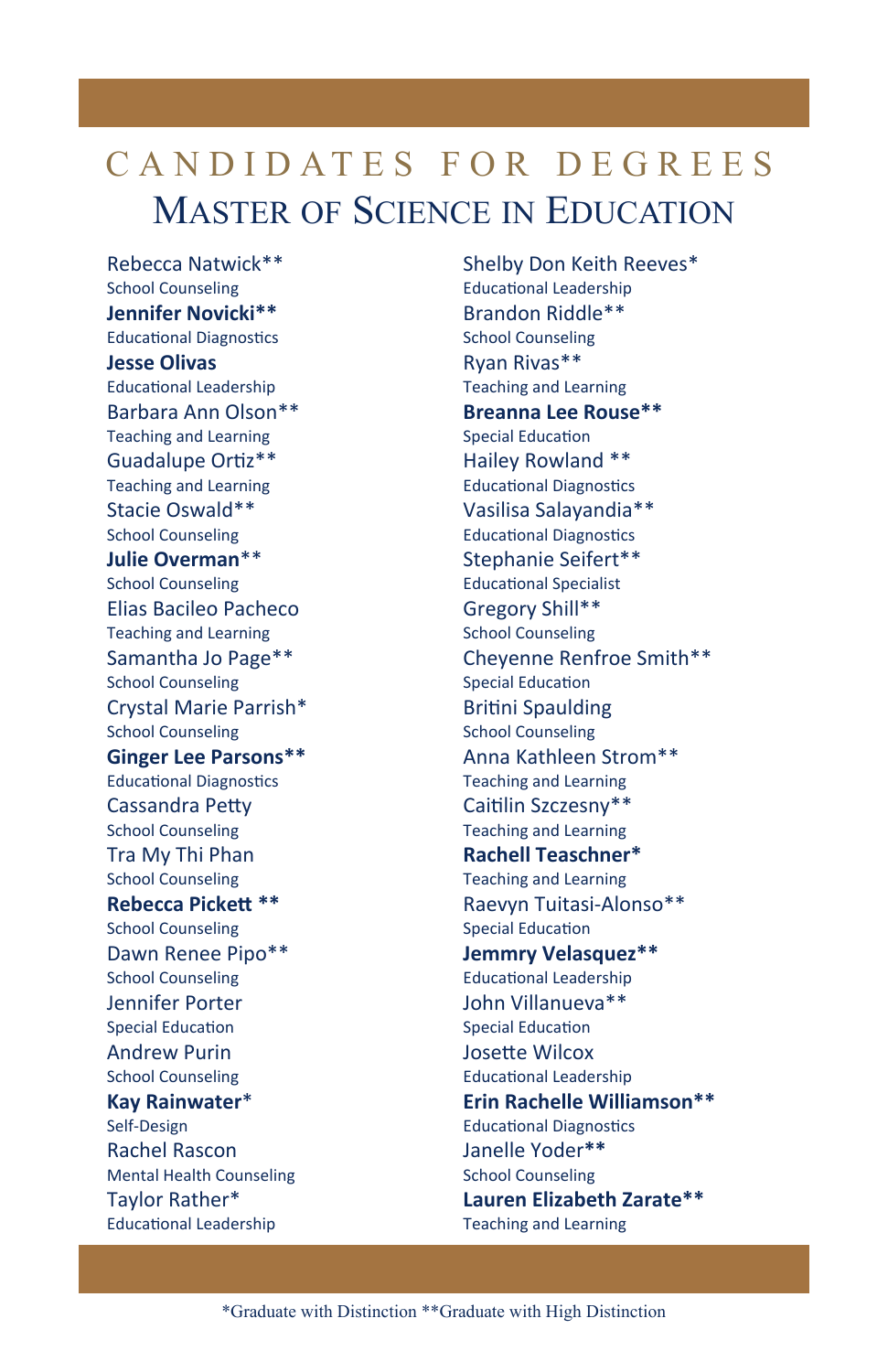# CANDIDATES FOR DEGREES

## Master of Science in Education

Rebecca Natwick**
School Counseling

**Jennifer Novicki****
Educational Diagnostics

**Jesse Olivas**
Educational Leadership

Barbara Ann Olson**
Teaching and Learning

Guadalupe Ortiz**
Teaching and Learning

Stacie Oswald**
School Counseling

**Julie Overman****
School Counseling

Elias Bacileo Pacheco
Teaching and Learning

Samantha Jo Page**
School Counseling

Crystal Marie Parrish*
School Counseling

**Ginger Lee Parsons****
Educational Diagnostics

Cassandra Petty
School Counseling

Tra My Thi Phan
School Counseling

**Rebecca Pickett ****
School Counseling

Dawn Renee Pipo**
School Counseling

Jennifer Porter
Special Education

Andrew Purin
School Counseling

**Kay Rainwater***
Self-Design

Rachel Rascon
Mental Health Counseling

Taylor Rather*
Educational Leadership

Shelby Don Keith Reeves*
Educational Leadership

Brandon Riddle**
School Counseling

Ryan Rivas**
Teaching and Learning

**Breanna Lee Rouse****
Special Education

Hailey Rowland **
Educational Diagnostics

Vasilisa Salayandia**
Educational Diagnostics

Stephanie Seifert**
Educational Specialist

Gregory Shill**
School Counseling

Cheyenne Renfroe Smith**
Special Education

Britini Spaulding
School Counseling

Anna Kathleen Strom**
Teaching and Learning

Caitilin Szczesny**
Teaching and Learning

**Rachell Teaschner***
Teaching and Learning

Raevyn Tuitasi-Alonso**
Special Education

**Jemmry Velasquez****
Educational Leadership

John Villanueva**
Special Education

Josette Wilcox
Educational Leadership

**Erin Rachelle Williamson****
Educational Diagnostics

Janelle Yoder**
School Counseling

**Lauren Elizabeth Zarate****
Teaching and Learning

*Graduate with Distinction **Graduate with High Distinction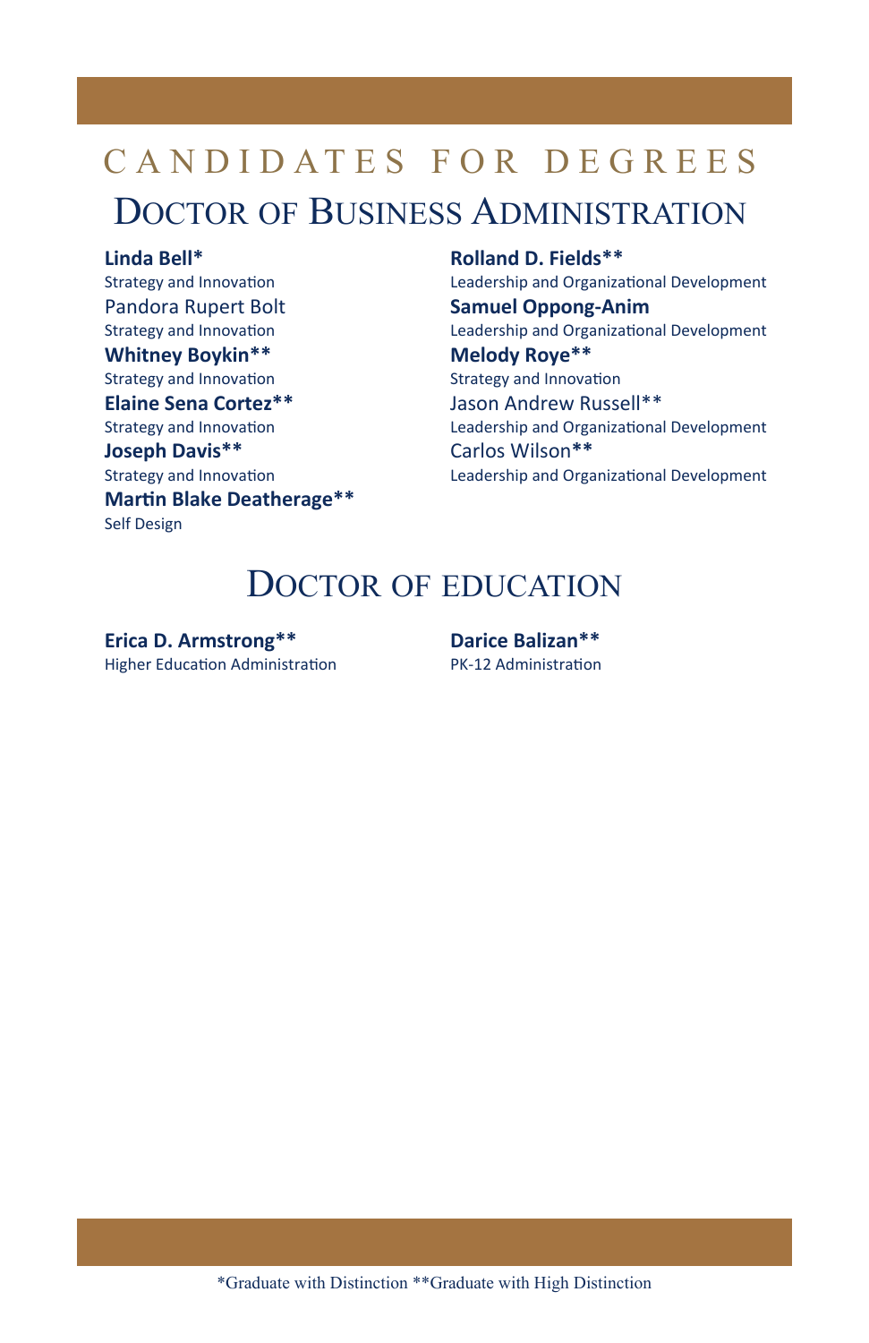# CANDIDATES FOR DEGREES

## Doctor of Business Administration

**Linda Bell***
Strategy and Innovation

Pandora Rupert Bolt
Strategy and Innovation

**Whitney Boykin****
Strategy and Innovation

**Elaine Sena Cortez****
Strategy and Innovation

**Joseph Davis****
Strategy and Innovation

**Martin Blake Deatherage****
Self Design

**Rolland D. Fields****
Leadership and Organizational Development

**Samuel Oppong-Anim**
Leadership and Organizational Development

**Melody Roye****
Strategy and Innovation

Jason Andrew Russell**
Leadership and Organizational Development

Carlos Wilson**
Leadership and Organizational Development

## Doctor of Education

**Erica D. Armstrong****
Higher Education Administration

**Darice Balizan****
PK-12 Administration

*Graduate with Distinction **Graduate with High Distinction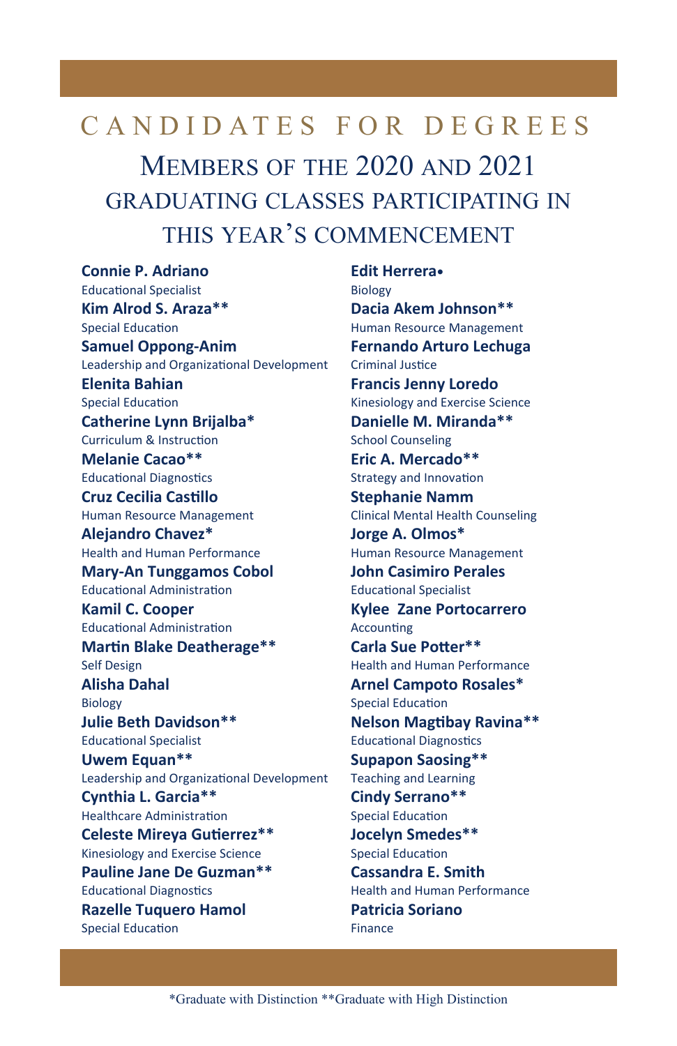# CANDIDATES FOR DEGREES

## MEMBERS OF THE 2020 AND 2021 GRADUATING CLASSES PARTICIPATING IN THIS YEAR'S COMMENCEMENT

**Connie P. Adriano**
Educational Specialist

**Kim Alrod S. Araza****
Special Education

**Samuel Oppong-Anim**
Leadership and Organizational Development

**Elenita Bahian**
Special Education

**Catherine Lynn Brijalba***
Curriculum & Instruction

**Melanie Cacao****
Educational Diagnostics

**Cruz Cecilia Castillo**
Human Resource Management

**Alejandro Chavez***
Health and Human Performance

**Mary-An Tunggamos Cobol**
Educational Administration

**Kamil C. Cooper**
Educational Administration

**Martin Blake Deatherage****
Self Design

**Alisha Dahal**
Biology

**Julie Beth Davidson****
Educational Specialist

**Uwem Equan****
Leadership and Organizational Development

**Cynthia L. Garcia****
Healthcare Administration

**Celeste Mireya Gutierrez****
Kinesiology and Exercise Science

**Pauline Jane De Guzman****
Educational Diagnostics

**Razelle Tuquero Hamol**
Special Education

**Edit Herrera•**
Biology

**Dacia Akem Johnson****
Human Resource Management

**Fernando Arturo Lechuga**
Criminal Justice

**Francis Jenny Loredo**
Kinesiology and Exercise Science

**Danielle M. Miranda****
School Counseling

**Eric A. Mercado****
Strategy and Innovation

**Stephanie Namm**
Clinical Mental Health Counseling

**Jorge A. Olmos***
Human Resource Management

**John Casimiro Perales**
Educational Specialist

**Kylee Zane Portocarrero**
Accounting

**Carla Sue Potter****
Health and Human Performance

**Arnel Campoto Rosales***
Special Education

**Nelson Magtibay Ravina****
Educational Diagnostics

**Supapon Saosing****
Teaching and Learning

**Cindy Serrano****
Special Education

**Jocelyn Smedes****
Special Education

**Cassandra E. Smith**
Health and Human Performance

**Patricia Soriano**
Finance

*Graduate with Distinction **Graduate with High Distinction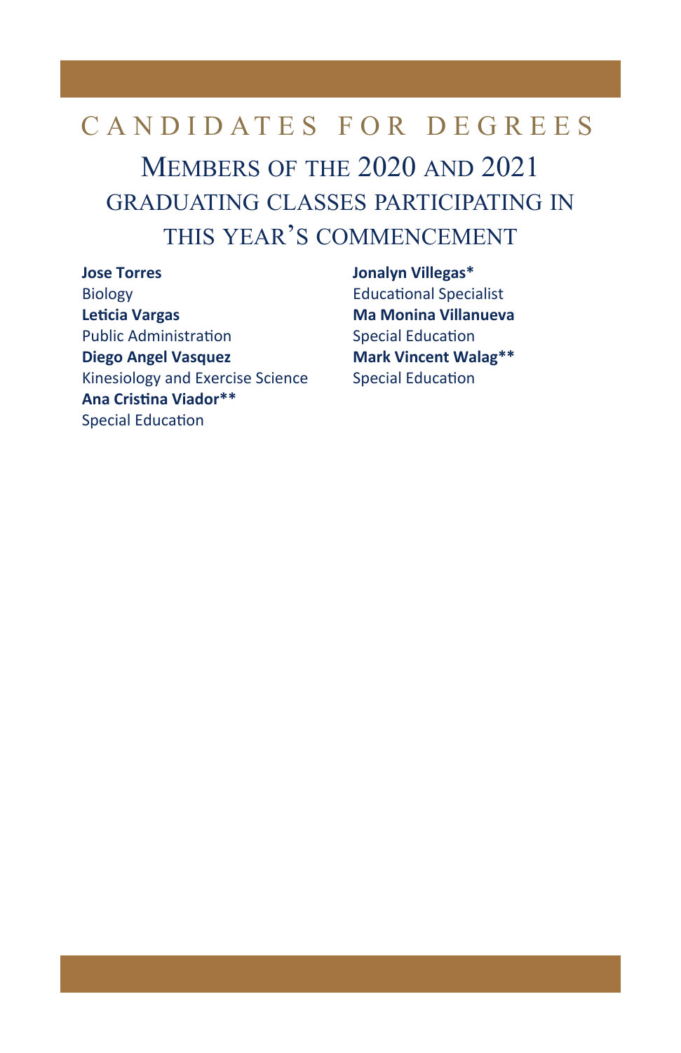# CANDIDATES FOR DEGREES

## Members of the 2020 and 2021 graduating classes participating in this year's commencement

**Jose Torres**
Biology

**Leticia Vargas**
Public Administration

**Diego Angel Vasquez**
Kinesiology and Exercise Science

**Ana Cristina Viador****
Special Education

**Jonalyn Villegas***
Educational Specialist

**Ma Monina Villanueva**
Special Education

**Mark Vincent Walag****
Special Education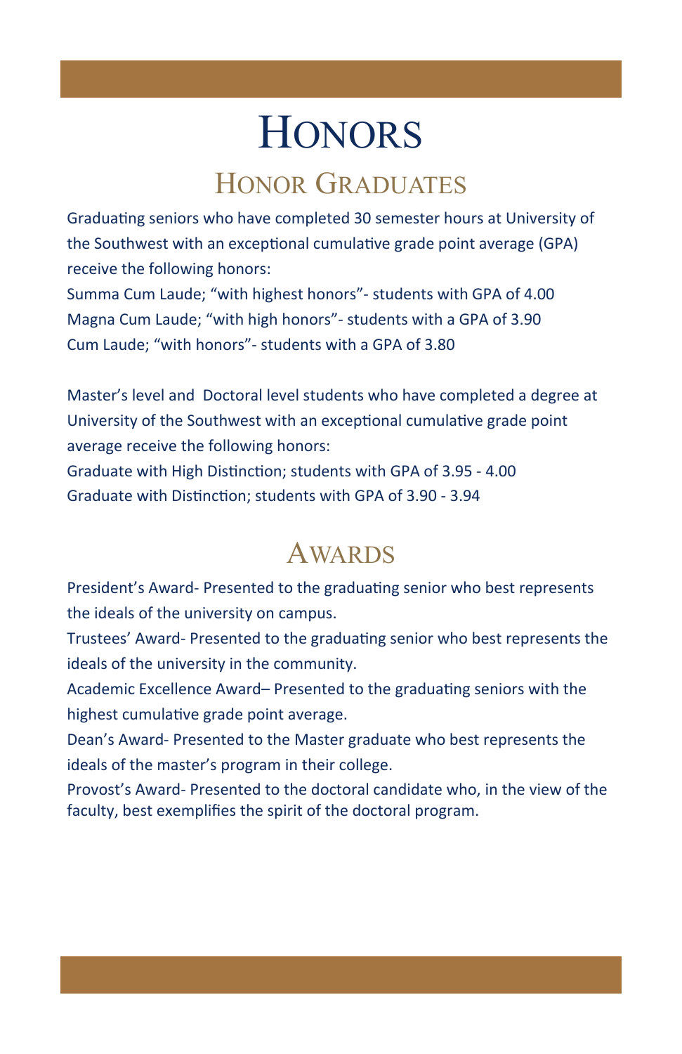# HONORS

## HONOR GRADUATES

Graduating seniors who have completed 30 semester hours at University of the Southwest with an exceptional cumulative grade point average (GPA) receive the following honors:

Summa Cum Laude; “with highest honors”- students with GPA of 4.00
Magna Cum Laude; “with high honors”- students with a GPA of 3.90
Cum Laude; “with honors”- students with a GPA of 3.80

Master’s level and Doctoral level students who have completed a degree at University of the Southwest with an exceptional cumulative grade point average receive the following honors:

Graduate with High Distinction; students with GPA of 3.95 - 4.00
Graduate with Distinction; students with GPA of 3.90 - 3.94

## AWARDS

President’s Award- Presented to the graduating senior who best represents the ideals of the university on campus.

Trustees’ Award- Presented to the graduating senior who best represents the ideals of the university in the community.

Academic Excellence Award– Presented to the graduating seniors with the highest cumulative grade point average.

Dean’s Award- Presented to the Master graduate who best represents the ideals of the master’s program in their college.

Provost’s Award- Presented to the doctoral candidate who, in the view of the faculty, best exemplifies the spirit of the doctoral program.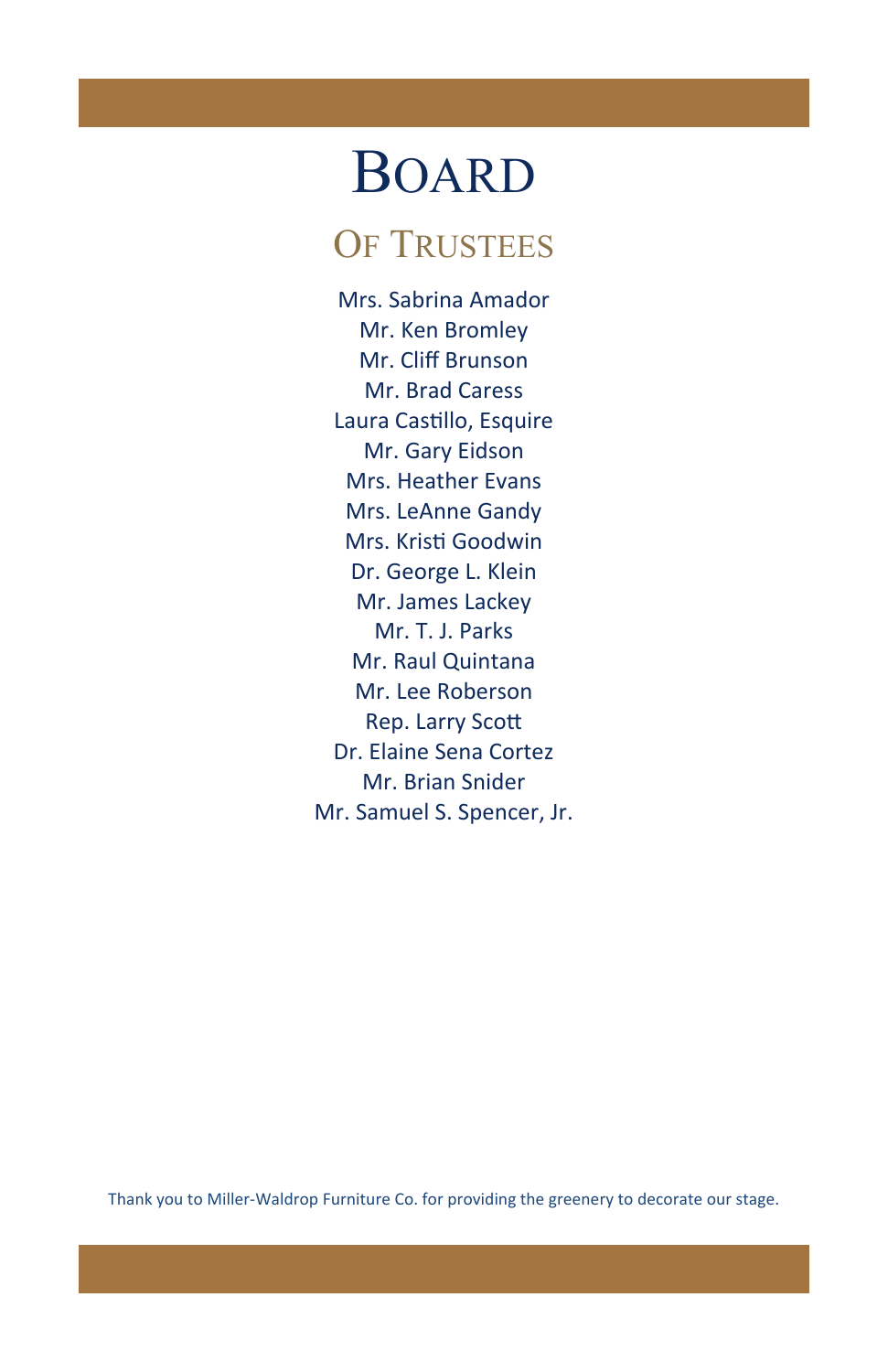# Board

## Of Trustees

Mrs. Sabrina Amador
Mr. Ken Bromley
Mr. Cliff Brunson
Mr. Brad Caress
Laura Castillo, Esquire
Mr. Gary Eidson
Mrs. Heather Evans
Mrs. LeAnne Gandy
Mrs. Kristi Goodwin
Dr. George L. Klein
Mr. James Lackey
Mr. T. J. Parks
Mr. Raul Quintana
Mr. Lee Roberson
Rep. Larry Scott
Dr. Elaine Sena Cortez
Mr. Brian Snider
Mr. Samuel S. Spencer, Jr.

Thank you to Miller-Waldrop Furniture Co. for providing the greenery to decorate our stage.